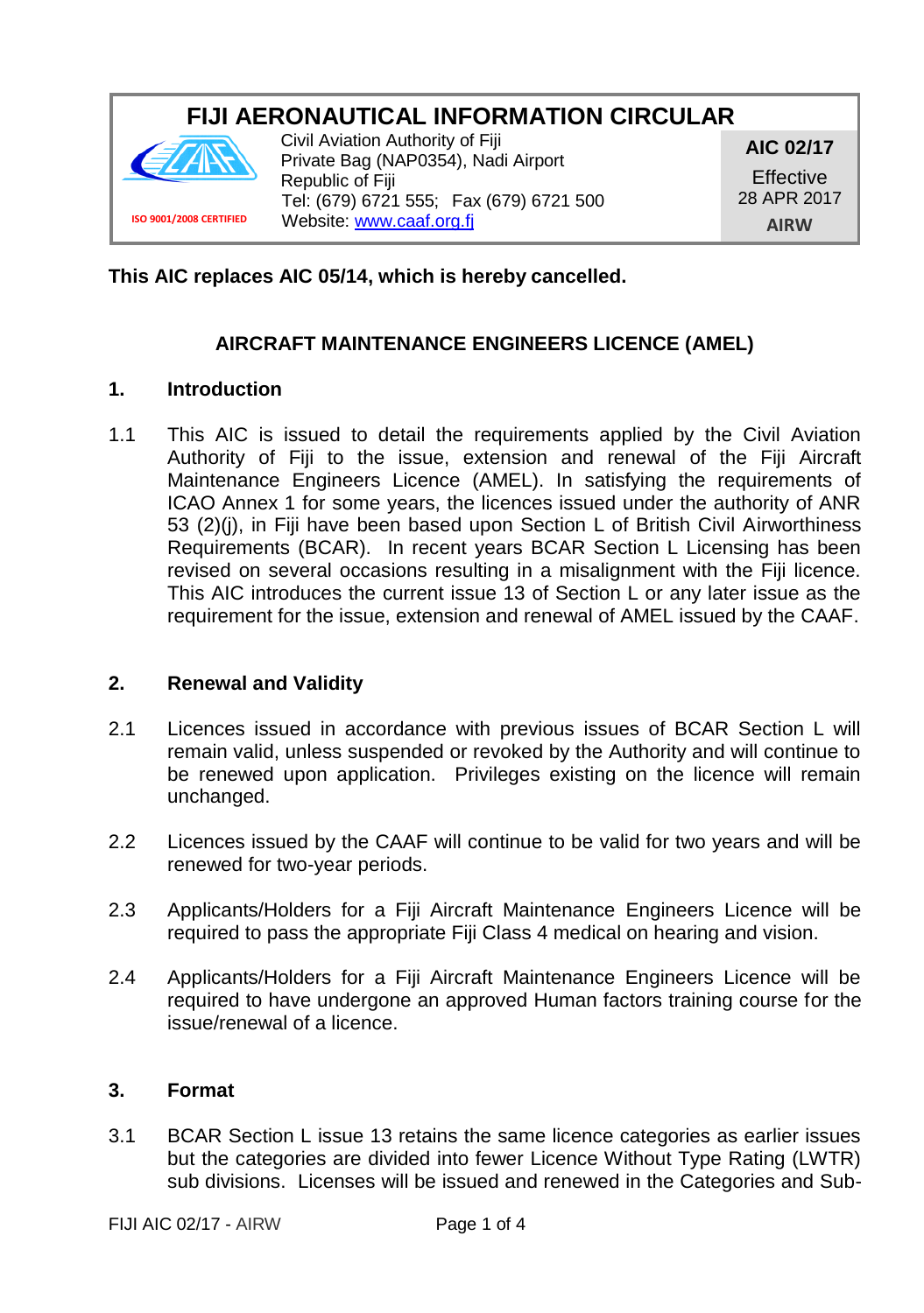# FIJI AERONAUTICAL INFORMATION CIRCULAR

Civil Aviation Authority of Fiji
Private Bag (NAP0354), Nadi Airport
Republic of Fiji
Tel: (679) 6721 555; Fax (679) 6721 500
Website: www.caaf.org.fj

ISO 9001/2008 CERTIFIED

**AIC 02/17**
Effective
28 APR 2017
**AIRW**

**This AIC replaces AIC 05/14, which is hereby cancelled.**

## AIRCRAFT MAINTENANCE ENGINEERS LICENCE (AMEL)

### 1. Introduction

1.1 This AIC is issued to detail the requirements applied by the Civil Aviation Authority of Fiji to the issue, extension and renewal of the Fiji Aircraft Maintenance Engineers Licence (AMEL). In satisfying the requirements of ICAO Annex 1 for some years, the licences issued under the authority of ANR 53 (2)(j), in Fiji have been based upon Section L of British Civil Airworthiness Requirements (BCAR). In recent years BCAR Section L Licensing has been revised on several occasions resulting in a misalignment with the Fiji licence. This AIC introduces the current issue 13 of Section L or any later issue as the requirement for the issue, extension and renewal of AMEL issued by the CAAF.

### 2. Renewal and Validity

2.1 Licences issued in accordance with previous issues of BCAR Section L will remain valid, unless suspended or revoked by the Authority and will continue to be renewed upon application. Privileges existing on the licence will remain unchanged.

2.2 Licences issued by the CAAF will continue to be valid for two years and will be renewed for two-year periods.

2.3 Applicants/Holders for a Fiji Aircraft Maintenance Engineers Licence will be required to pass the appropriate Fiji Class 4 medical on hearing and vision.

2.4 Applicants/Holders for a Fiji Aircraft Maintenance Engineers Licence will be required to have undergone an approved Human factors training course for the issue/renewal of a licence.

### 3. Format

3.1 BCAR Section L issue 13 retains the same licence categories as earlier issues but the categories are divided into fewer Licence Without Type Rating (LWTR) sub divisions. Licenses will be issued and renewed in the Categories and Sub-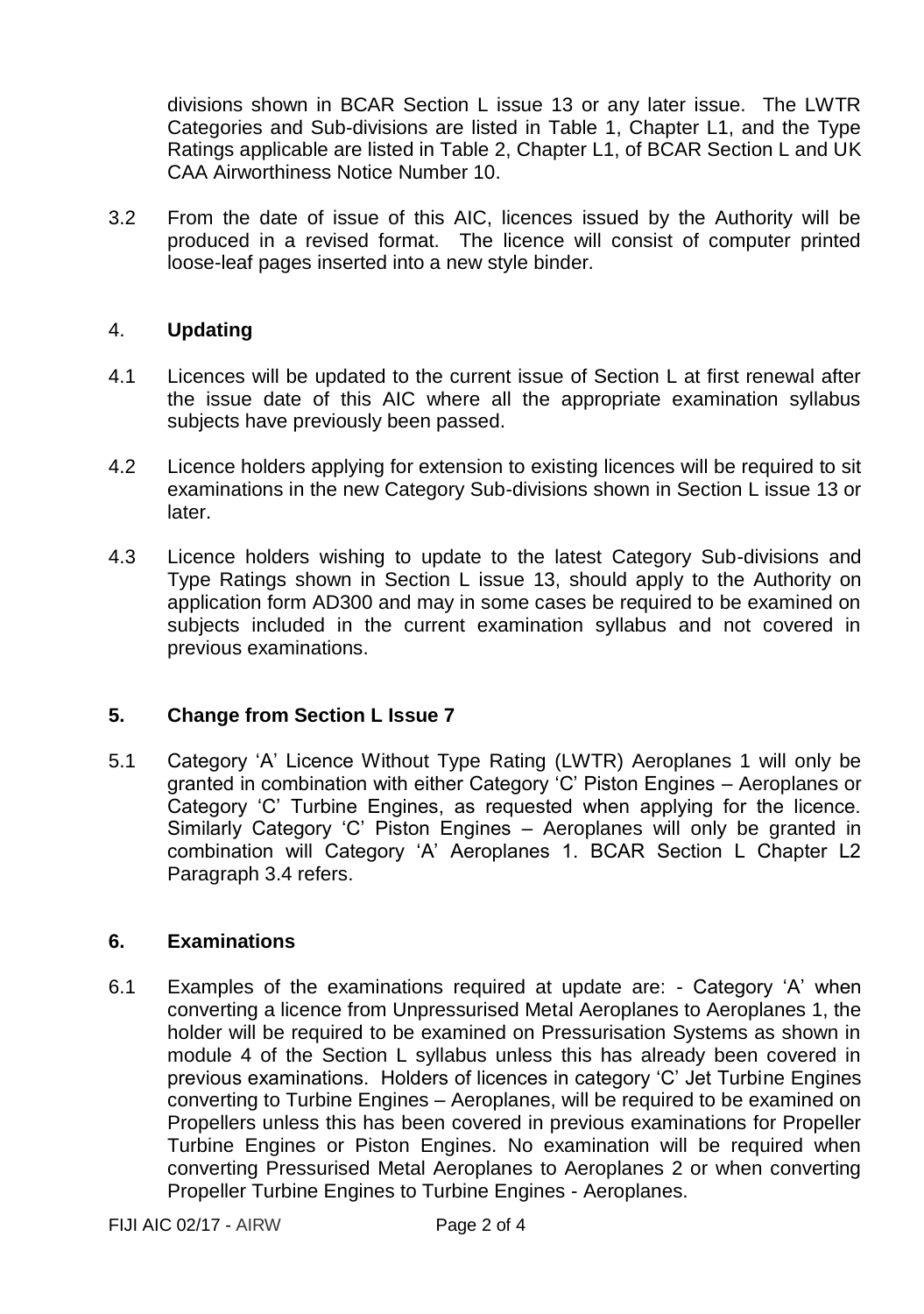divisions shown in BCAR Section L issue 13 or any later issue. The LWTR Categories and Sub-divisions are listed in Table 1, Chapter L1, and the Type Ratings applicable are listed in Table 2, Chapter L1, of BCAR Section L and UK CAA Airworthiness Notice Number 10.

3.2 From the date of issue of this AIC, licences issued by the Authority will be produced in a revised format. The licence will consist of computer printed loose-leaf pages inserted into a new style binder.

## 4. **Updating**

4.1 Licences will be updated to the current issue of Section L at first renewal after the issue date of this AIC where all the appropriate examination syllabus subjects have previously been passed.

4.2 Licence holders applying for extension to existing licences will be required to sit examinations in the new Category Sub-divisions shown in Section L issue 13 or later.

4.3 Licence holders wishing to update to the latest Category Sub-divisions and Type Ratings shown in Section L issue 13, should apply to the Authority on application form AD300 and may in some cases be required to be examined on subjects included in the current examination syllabus and not covered in previous examinations.

## 5. Change from Section L Issue 7

5.1 Category 'A' Licence Without Type Rating (LWTR) Aeroplanes 1 will only be granted in combination with either Category 'C' Piston Engines – Aeroplanes or Category 'C' Turbine Engines, as requested when applying for the licence. Similarly Category 'C' Piston Engines – Aeroplanes will only be granted in combination will Category 'A' Aeroplanes 1. BCAR Section L Chapter L2 Paragraph 3.4 refers.

## 6. Examinations

6.1 Examples of the examinations required at update are: - Category 'A' when converting a licence from Unpressurised Metal Aeroplanes to Aeroplanes 1, the holder will be required to be examined on Pressurisation Systems as shown in module 4 of the Section L syllabus unless this has already been covered in previous examinations. Holders of licences in category 'C' Jet Turbine Engines converting to Turbine Engines – Aeroplanes, will be required to be examined on Propellers unless this has been covered in previous examinations for Propeller Turbine Engines or Piston Engines. No examination will be required when converting Pressurised Metal Aeroplanes to Aeroplanes 2 or when converting Propeller Turbine Engines to Turbine Engines - Aeroplanes.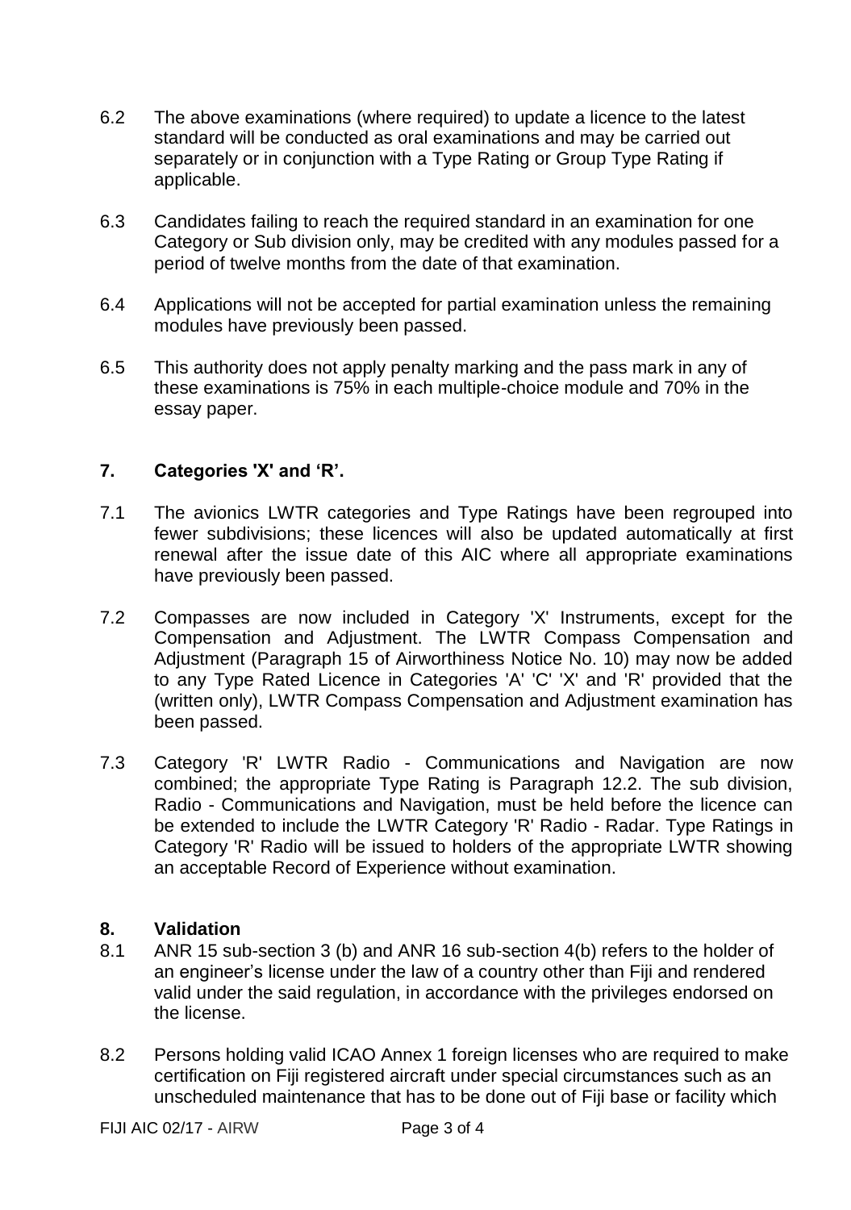6.2 The above examinations (where required) to update a licence to the latest standard will be conducted as oral examinations and may be carried out separately or in conjunction with a Type Rating or Group Type Rating if applicable.

6.3 Candidates failing to reach the required standard in an examination for one Category or Sub division only, may be credited with any modules passed for a period of twelve months from the date of that examination.

6.4 Applications will not be accepted for partial examination unless the remaining modules have previously been passed.

6.5 This authority does not apply penalty marking and the pass mark in any of these examinations is 75% in each multiple-choice module and 70% in the essay paper.

## 7. Categories 'X' and 'R'.

7.1 The avionics LWTR categories and Type Ratings have been regrouped into fewer subdivisions; these licences will also be updated automatically at first renewal after the issue date of this AIC where all appropriate examinations have previously been passed.

7.2 Compasses are now included in Category 'X' Instruments, except for the Compensation and Adjustment. The LWTR Compass Compensation and Adjustment (Paragraph 15 of Airworthiness Notice No. 10) may now be added to any Type Rated Licence in Categories 'A' 'C' 'X' and 'R' provided that the (written only), LWTR Compass Compensation and Adjustment examination has been passed.

7.3 Category 'R' LWTR Radio - Communications and Navigation are now combined; the appropriate Type Rating is Paragraph 12.2. The sub division, Radio - Communications and Navigation, must be held before the licence can be extended to include the LWTR Category 'R' Radio - Radar. Type Ratings in Category 'R' Radio will be issued to holders of the appropriate LWTR showing an acceptable Record of Experience without examination.

## 8. Validation

8.1 ANR 15 sub-section 3 (b) and ANR 16 sub-section 4(b) refers to the holder of an engineer's license under the law of a country other than Fiji and rendered valid under the said regulation, in accordance with the privileges endorsed on the license.

8.2 Persons holding valid ICAO Annex 1 foreign licenses who are required to make certification on Fiji registered aircraft under special circumstances such as an unscheduled maintenance that has to be done out of Fiji base or facility which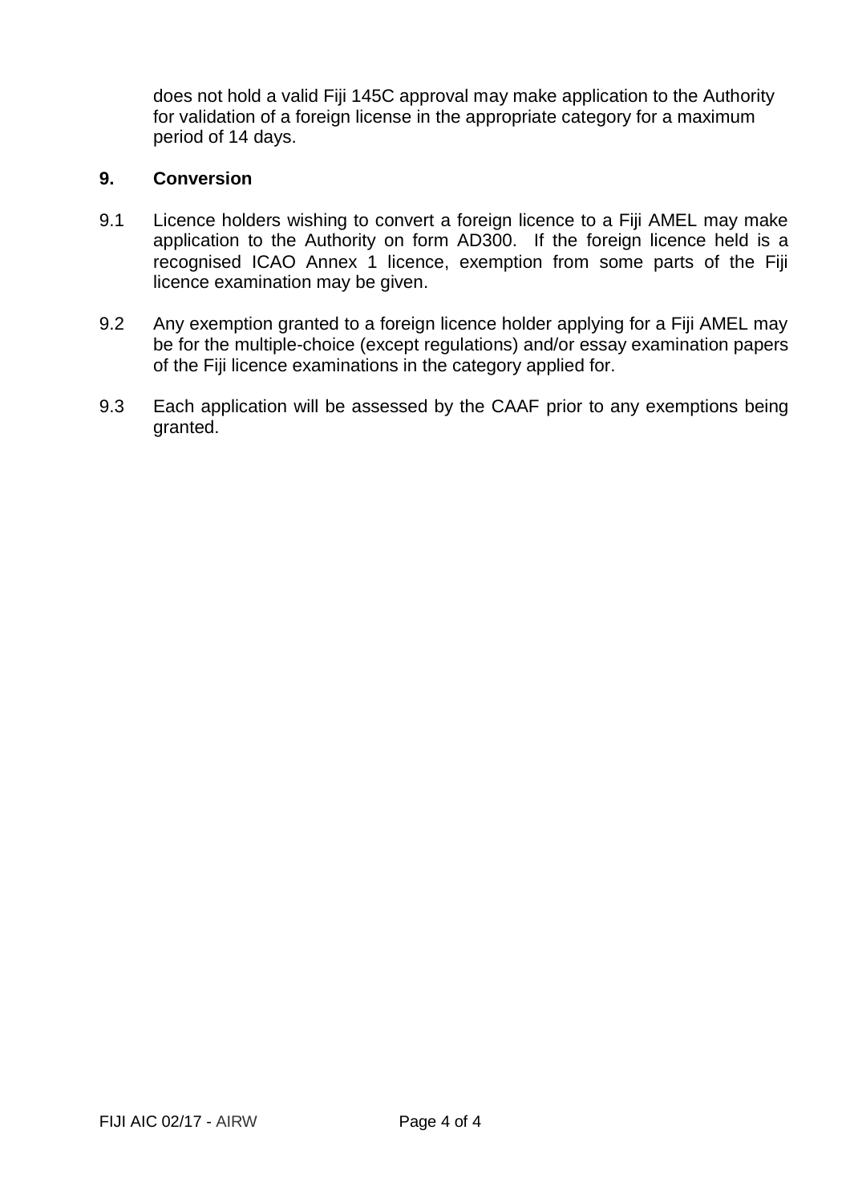does not hold a valid Fiji 145C approval may make application to the Authority for validation of a foreign license in the appropriate category for a maximum period of 14 days.

## 9. Conversion

9.1 Licence holders wishing to convert a foreign licence to a Fiji AMEL may make application to the Authority on form AD300. If the foreign licence held is a recognised ICAO Annex 1 licence, exemption from some parts of the Fiji licence examination may be given.

9.2 Any exemption granted to a foreign licence holder applying for a Fiji AMEL may be for the multiple-choice (except regulations) and/or essay examination papers of the Fiji licence examinations in the category applied for.

9.3 Each application will be assessed by the CAAF prior to any exemptions being granted.